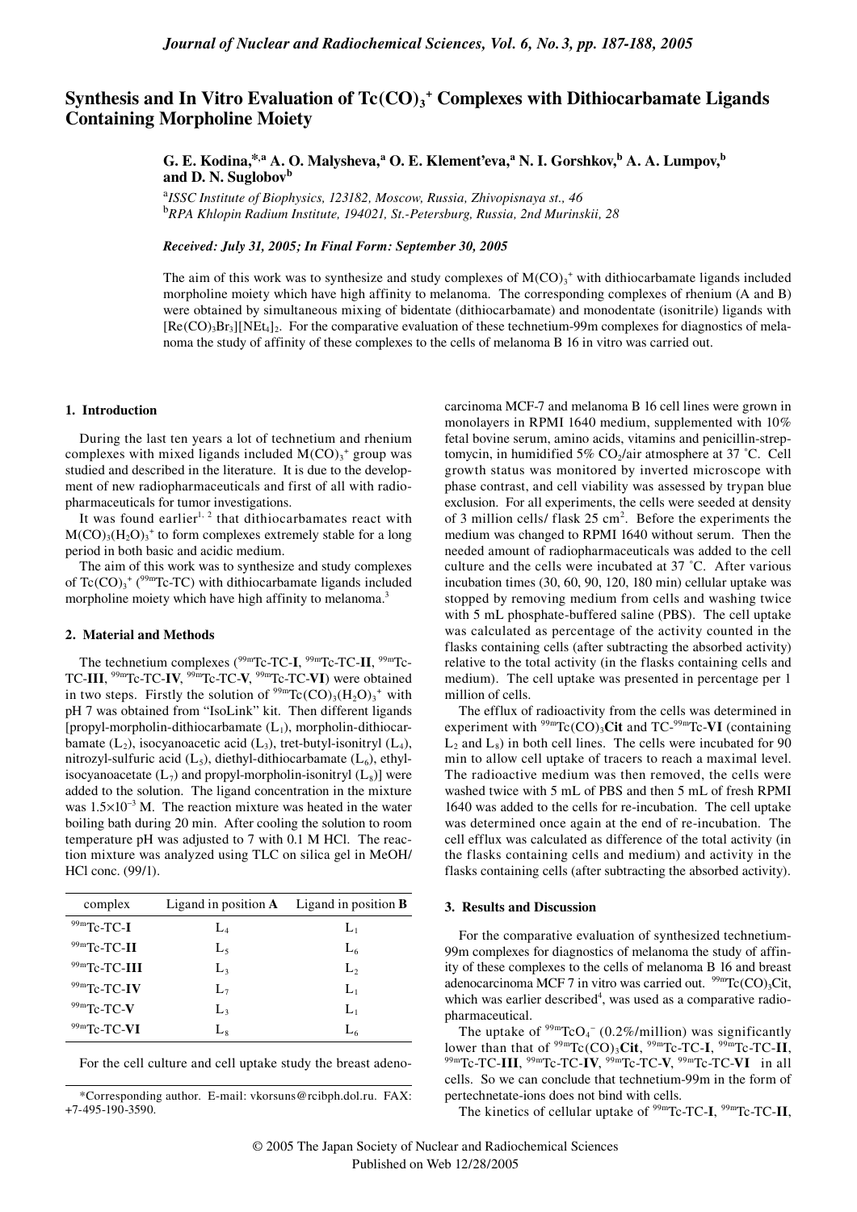# Synthesis and In Vitro Evaluation of $Tc(CO)_3^+$ Complexes with Dithiocarbamate Ligands Containing Morpholine Moiety

**G. E. Kodina,[*,a] A. O. Malysheva,[a] O. E. Klement'eva,[a] N. I. Gorshkov,[b] A. A. Lumpov,[b] and D. N. Suglobov[b]**

[a]*ISSC Institute of Biophysics, 123182, Moscow, Russia, Zhivopisnaya st., 46*
[b]*RPA Khlopin Radium Institute, 194021, St.-Petersburg, Russia, 2nd Murinskii, 28*

***Received: July 31, 2005; In Final Form: September 30, 2005***

The aim of this work was to synthesize and study complexes of $M(CO)_3^+$ with dithiocarbamate ligands included morpholine moiety which have high affinity to melanoma. The corresponding complexes of rhenium (A and B) were obtained by simultaneous mixing of bidentate (dithiocarbamate) and monodentate (isonitrile) ligands with $[Re(CO)_3Br_3][NEt_4]_2$. For the comparative evaluation of these technetium-99m complexes for diagnostics of melanoma the study of affinity of these complexes to the cells of melanoma B 16 in vitro was carried out.

## 1. Introduction

During the last ten years a lot of technetium and rhenium complexes with mixed ligands included $M(CO)_3^+$ group was studied and described in the literature. It is due to the development of new radiopharmaceuticals and first of all with radiopharmaceuticals for tumor investigations.

It was found earlier[1, 2] that dithiocarbamates react with $M(CO)_3(H_2O)_3^+$ to form complexes extremely stable for a long period in both basic and acidic medium.

The aim of this work was to synthesize and study complexes of $Tc(CO)_3^+$ ($^{99m}$Tc-TC) with dithiocarbamate ligands included morpholine moiety which have high affinity to melanoma.[3]

## 2. Material and Methods

The technetium complexes ($^{99m}$Tc-TC-**I**, $^{99m}$Tc-TC-**II**, $^{99m}$Tc-TC-**III**, $^{99m}$Tc-TC-**IV**, $^{99m}$Tc-TC-**V**, $^{99m}$Tc-TC-**VI**) were obtained in two steps. Firstly the solution of $^{99m}Tc(CO)_3(H_2O)_3^+$ with pH 7 was obtained from "IsoLink" kit. Then different ligands [propyl-morpholin-dithiocarbamate ($L_1$), morpholin-dithiocarbamate ($L_2$), isocyanoacetic acid ($L_3$), tret-butyl-isonitryl ($L_4$), nitrozyl-sulfuric acid ($L_5$), diethyl-dithiocarbamate ($L_6$), ethyl-isocyanoacetate ($L_7$) and propyl-morpholin-isonitryl ($L_8$)] were added to the solution. The ligand concentration in the mixture was $1.5\times10^{-3}$ M. The reaction mixture was heated in the water boiling bath during 20 min. After cooling the solution to room temperature pH was adjusted to 7 with 0.1 M HCl. The reaction mixture was analyzed using TLC on silica gel in MeOH/HCl conc. (99/1).

| complex | Ligand in position **A** | Ligand in position **B** |
|---|---|---|
| $^{99m}$Tc-TC-**I** | $L_4$ | $L_1$ |
| $^{99m}$Tc-TC-**II** | $L_5$ | $L_6$ |
| $^{99m}$Tc-TC-**III** | $L_3$ | $L_2$ |
| $^{99m}$Tc-TC-**IV** | $L_7$ | $L_1$ |
| $^{99m}$Tc-TC-**V** | $L_3$ | $L_1$ |
| $^{99m}$Tc-TC-**VI** | $L_8$ | $L_6$ |

For the cell culture and cell uptake study the breast adenocarcinoma MCF-7 and melanoma B 16 cell lines were grown in monolayers in RPMI 1640 medium, supplemented with 10% fetal bovine serum, amino acids, vitamins and penicillin-streptomycin, in humidified 5% $CO_2$/air atmosphere at 37 ˚C. Cell growth status was monitored by inverted microscope with phase contrast, and cell viability was assessed by trypan blue exclusion. For all experiments, the cells were seeded at density of 3 million cells/ flask 25 cm$^2$. Before the experiments the medium was changed to RPMI 1640 without serum. Then the needed amount of radiopharmaceuticals was added to the cell culture and the cells were incubated at 37 ˚C. After various incubation times (30, 60, 90, 120, 180 min) cellular uptake was stopped by removing medium from cells and washing twice with 5 mL phosphate-buffered saline (PBS). The cell uptake was calculated as percentage of the activity counted in the flasks containing cells (after subtracting the absorbed activity) relative to the total activity (in the flasks containing cells and medium). The cell uptake was presented in percentage per 1 million of cells.

The efflux of radioactivity from the cells was determined in experiment with $^{99m}Tc(CO)_3$**Cit** and TC-$^{99m}$Tc-**VI** (containing $L_2$ and $L_8$) in both cell lines. The cells were incubated for 90 min to allow cell uptake of tracers to reach a maximal level. The radioactive medium was then removed, the cells were washed twice with 5 mL of PBS and then 5 mL of fresh RPMI 1640 was added to the cells for re-incubation. The cell uptake was determined once again at the end of re-incubation. The cell efflux was calculated as difference of the total activity (in the flasks containing cells and medium) and activity in the flasks containing cells (after subtracting the absorbed activity).

## 3. Results and Discussion

For the comparative evaluation of synthesized technetium-99m complexes for diagnostics of melanoma the study of affinity of these complexes to the cells of melanoma B 16 and breast adenocarcinoma MCF 7 in vitro was carried out. $^{99m}Tc(CO)_3$Cit, which was earlier described[4], was used as a comparative radiopharmaceutical.

The uptake of $^{99m}TcO_4^-$ (0.2%/million) was significantly lower than that of $^{99m}Tc(CO)_3$**Cit**, $^{99m}$Tc-TC-**I**, $^{99m}$Tc-TC-**II**, $^{99m}$Tc-TC-**III**, $^{99m}$Tc-TC-**IV**, $^{99m}$Tc-TC-**V**, $^{99m}$Tc-TC-**VI** in all cells. So we can conclude that technetium-99m in the form of pertechnetate-ions does not bind with cells.

The kinetics of cellular uptake of $^{99m}$Tc-TC-**I**, $^{99m}$Tc-TC-**II**,

*Corresponding author. E-mail: vkorsuns@rcibph.dol.ru. FAX: +7-495-190-3590.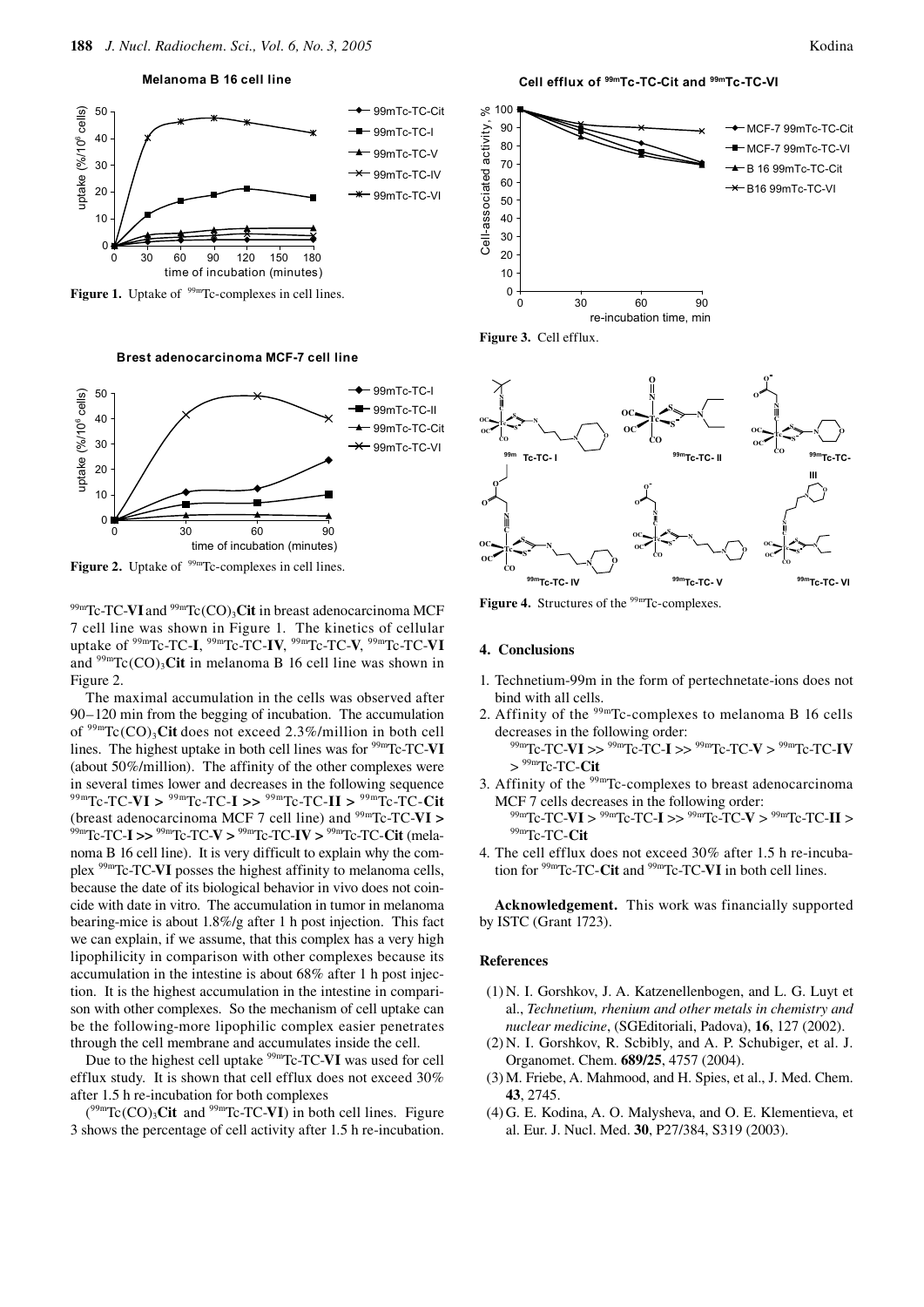**Melanoma B 16 cell line**

uptake (%/$10^6$ cells)

50
40
30
20
10
0

0 30 60 90 120 150 180

time of incubation (minutes)

99mTc-TC-Cit
99mTc-TC-I
99mTc-TC-V
99mTc-TC-IV
99mTc-TC-VI

**Figure 1.** Uptake of $^{99m}$Tc-complexes in cell lines.

**Brest adenocarcinoma MCF-7 cell line**

uptake (%/$10^6$ cells)

50
40
30
20
10
0

0 30 60 90

time of incubation (minutes)

99mTc-TC-I
99mTc-TC-II
99mTc-TC-Cit
99mTc-TC-VI

**Figure 2.** Uptake of $^{99m}$Tc-complexes in cell lines.

$^{99m}$Tc-TC-**VI** and $^{99m}$Tc(CO)$_3$**Cit** in breast adenocarcinoma MCF 7 cell line was shown in Figure 1. The kinetics of cellular uptake of $^{99m}$Tc-TC-**I**, $^{99m}$Tc-TC-**IV**, $^{99m}$Tc-TC-**V**, $^{99m}$Tc-TC-**VI** and $^{99m}$Tc(CO)$_3$**Cit** in melanoma B 16 cell line was shown in Figure 2.

The maximal accumulation in the cells was observed after 90–120 min from the begging of incubation. The accumulation of $^{99m}$Tc(CO)$_3$**Cit** does not exceed 2.3%/million in both cell lines. The highest uptake in both cell lines was for $^{99m}$Tc-TC-**VI** (about 50%/million). The affinity of the other complexes were in several times lower and decreases in the following sequence $^{99m}$Tc-TC-**VI >** $^{99m}$Tc-TC-**I >>** $^{99m}$Tc-TC-**II >** $^{99m}$Tc-TC-**Cit** (breast adenocarcinoma MCF 7 cell line) and $^{99m}$Tc-TC-**VI >** $^{99m}$Tc-TC-**I >>** $^{99m}$Tc-TC-**V >** $^{99m}$Tc-TC-**IV >** $^{99m}$Tc-TC-**Cit** (melanoma B 16 cell line). It is very difficult to explain why the complex $^{99m}$Tc-TC-**VI** posses the highest affinity to melanoma cells, because the date of its biological behavior in vivo does not coincide with date in vitro. The accumulation in tumor in melanoma bearing-mice is about 1.8%/g after 1 h post injection. This fact we can explain, if we assume, that this complex has a very high lipophilicity in comparison with other complexes because its accumulation in the intestine is about 68% after 1 h post injection. It is the highest accumulation in the intestine in comparison with other complexes. So the mechanism of cell uptake can be the following-more lipophilic complex easier penetrates through the cell membrane and accumulates inside the cell.

Due to the highest cell uptake $^{99m}$Tc-TC-**VI** was used for cell efflux study. It is shown that cell efflux does not exceed 30% after 1.5 h re-incubation for both complexes ($^{99m}$Tc(CO)$_3$**Cit** and $^{99m}$Tc-TC-**VI**) in both cell lines. Figure 3 shows the percentage of cell activity after 1.5 h re-incubation.

**Cell efflux of $^{99m}$Tc-TC-Cit and $^{99m}$Tc-TC-VI**

Cell-associated activity, %

100
90
80
70
60
50
40
30
20
10
0

0 30 60 90

re-incubation time, min

MCF-7 99mTc-TC-Cit
MCF-7 99mTc-TC-VI
B 16 99mTc-TC-Cit
B16 99mTc-TC-VI

**Figure 3.** Cell efflux.

$^{99m}$Tc-TC- I
$^{99m}$Tc-TC- II
$^{99m}$Tc-TC- III
$^{99m}$Tc-TC- IV
$^{99m}$Tc-TC- V
$^{99m}$Tc-TC- VI

**Figure 4.** Structures of the $^{99m}$Tc-complexes.

## 4. Conclusions

1. Technetium-99m in the form of pertechnetate-ions does not bind with all cells.
2. Affinity of the $^{99m}$Tc-complexes to melanoma B 16 cells decreases in the following order:
   $^{99m}$Tc-TC-**VI** >> $^{99m}$Tc-TC-**I** >> $^{99m}$Tc-TC-**V** > $^{99m}$Tc-TC-**IV** > $^{99m}$Tc-TC-**Cit**
3. Affinity of the $^{99m}$Tc-complexes to breast adenocarcinoma MCF 7 cells decreases in the following order:
   $^{99m}$Tc-TC-**VI** > $^{99m}$Tc-TC-**I** >> $^{99m}$Tc-TC-**V** > $^{99m}$Tc-TC-**II** > $^{99m}$Tc-TC-**Cit**
4. The cell efflux does not exceed 30% after 1.5 h re-incubation for $^{99m}$Tc-TC-**Cit** and $^{99m}$Tc-TC-**VI** in both cell lines.

**Acknowledgement.** This work was financially supported by ISTC (Grant 1723).

## References

(1) N. I. Gorshkov, J. A. Katzenellenbogen, and L. G. Luyt et al., *Technetium, rhenium and other metals in chemistry and nuclear medicine*, (SGEditoriali, Padova), **16**, 127 (2002).

(2) N. I. Gorshkov, R. Scbibly, and A. P. Schubiger, et al. J. Organomet. Chem. **689/25**, 4757 (2004).

(3) M. Friebe, A. Mahmood, and H. Spies, et al., J. Med. Chem. **43**, 2745.

(4) G. E. Kodina, A. O. Malysheva, and O. E. Klementieva, et al. Eur. J. Nucl. Med. **30**, P27/384, S319 (2003).